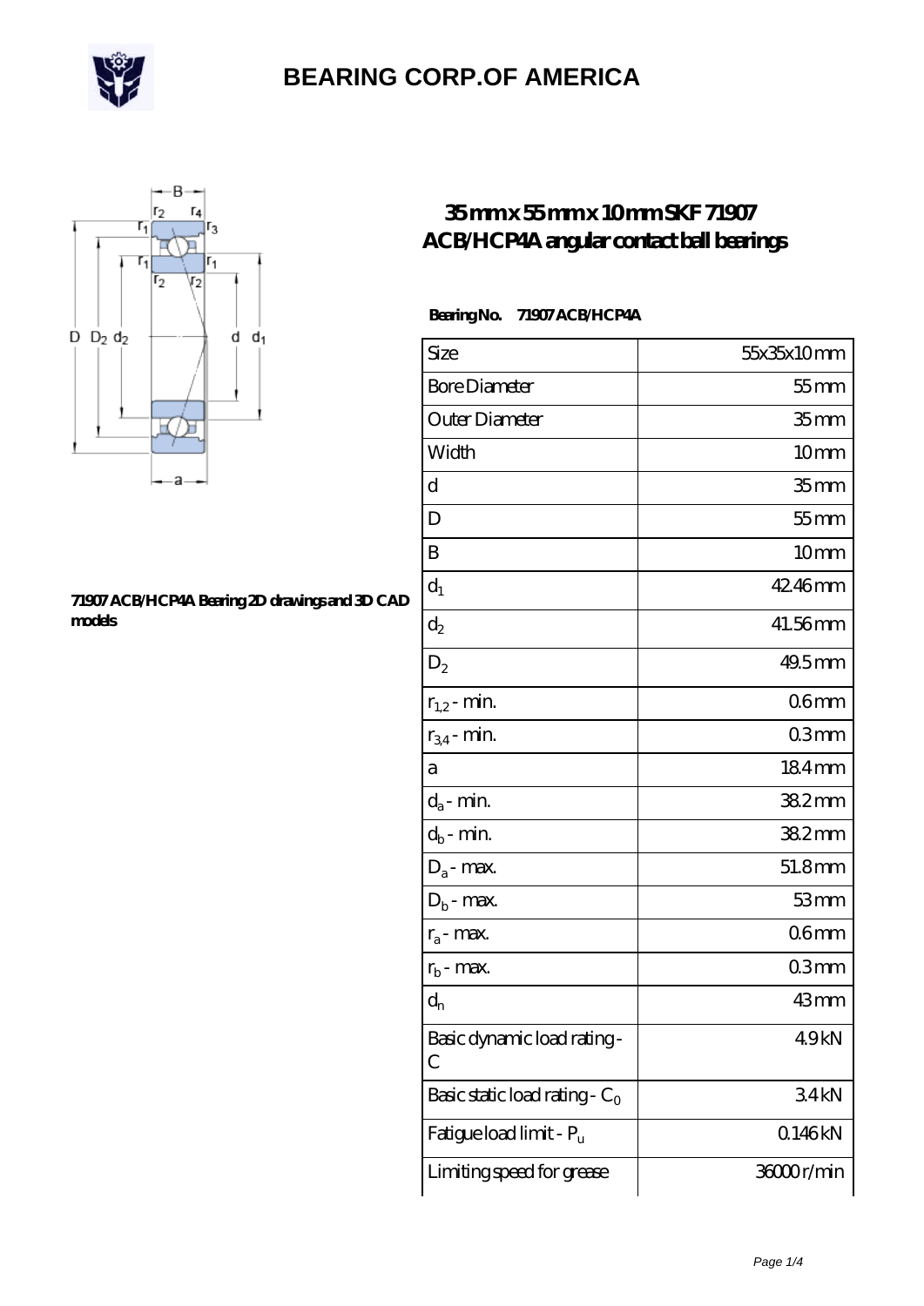# BEARING CORP.OF AMERICA

## 35 mm x 55 mm x 10 mm SKF 71907 ACB/HCP4A angular contact ball bearings

71907 ACB/HCP4A Bearing 2D drawings and 3D CAD models

**Bearing No.** 71907 ACB/HCP4A

| Size | 55x35x10 mm |
|---|---|
| Bore Diameter | 55 mm |
| Outer Diameter | 35 mm |
| Width | 10 mm |
| d | 35 mm |
| D | 55 mm |
| B | 10 mm |
| $d_1$ | 42.46 mm |
| $d_2$ | 41.56 mm |
| $D_2$ | 49.5 mm |
| $r_{1,2}$ - min. | 0.6 mm |
| $r_{3,4}$ - min. | 0.3 mm |
| a | 18.4 mm |
| $d_a$ - min. | 38.2 mm |
| $d_b$ - min. | 38.2 mm |
| $D_a$ - max. | 51.8 mm |
| $D_b$ - max. | 53 mm |
| $r_a$ - max. | 0.6 mm |
| $r_b$ - max. | 0.3 mm |
| $d_n$ | 43 mm |
| Basic dynamic load rating - C | 4.9 kN |
| Basic static load rating - $C_0$ | 3.4 kN |
| Fatigue load limit - $P_u$ | 0.146 kN |
| Limiting speed for grease | 36000 r/min |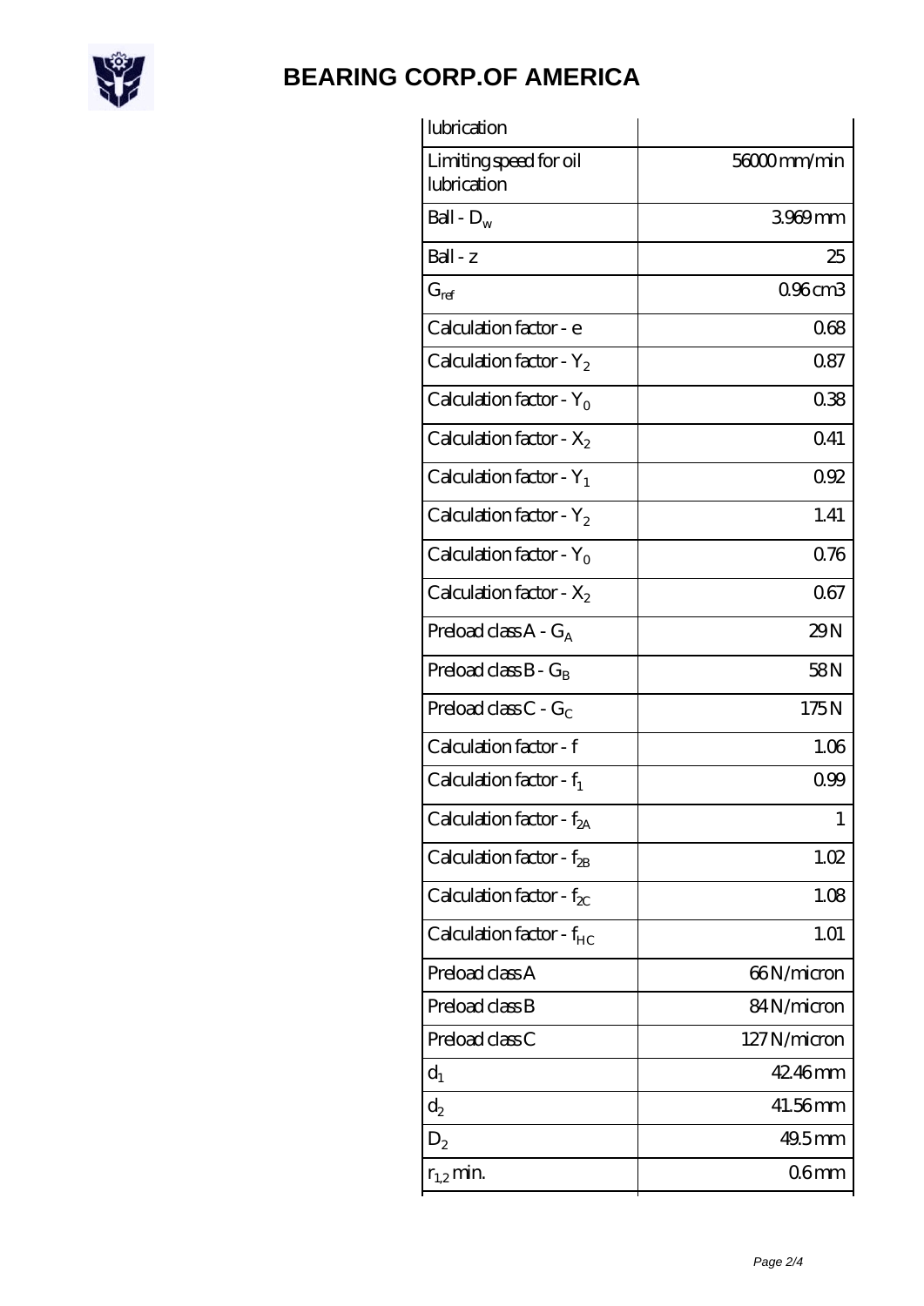| lubrication | |
|---|---|
| Limiting speed for oil lubrication | 56000 mm/min |
| Ball - $D_w$ | 3.969 mm |
| Ball - z | 25 |
| $G_{ref}$ | 0.96 cm3 |
| Calculation factor - e | 0.68 |
| Calculation factor - $Y_2$ | 0.87 |
| Calculation factor - $Y_0$ | 0.38 |
| Calculation factor - $X_2$ | 0.41 |
| Calculation factor - $Y_1$ | 0.92 |
| Calculation factor - $Y_2$ | 1.41 |
| Calculation factor - $Y_0$ | 0.76 |
| Calculation factor - $X_2$ | 0.67 |
| Preload class A - $G_A$ | 29 N |
| Preload class B - $G_B$ | 58 N |
| Preload class C - $G_C$ | 175 N |
| Calculation factor - f | 1.06 |
| Calculation factor - $f_1$ | 0.99 |
| Calculation factor - $f_{2A}$ | 1 |
| Calculation factor - $f_{2B}$ | 1.02 |
| Calculation factor - $f_{2C}$ | 1.08 |
| Calculation factor - $f_{HC}$ | 1.01 |
| Preload class A | 66 N/micron |
| Preload class B | 84 N/micron |
| Preload class C | 127 N/micron |
| $d_1$ | 42.46 mm |
| $d_2$ | 41.56 mm |
| $D_2$ | 49.5 mm |
| $r_{1,2}$ min. | 0.6 mm |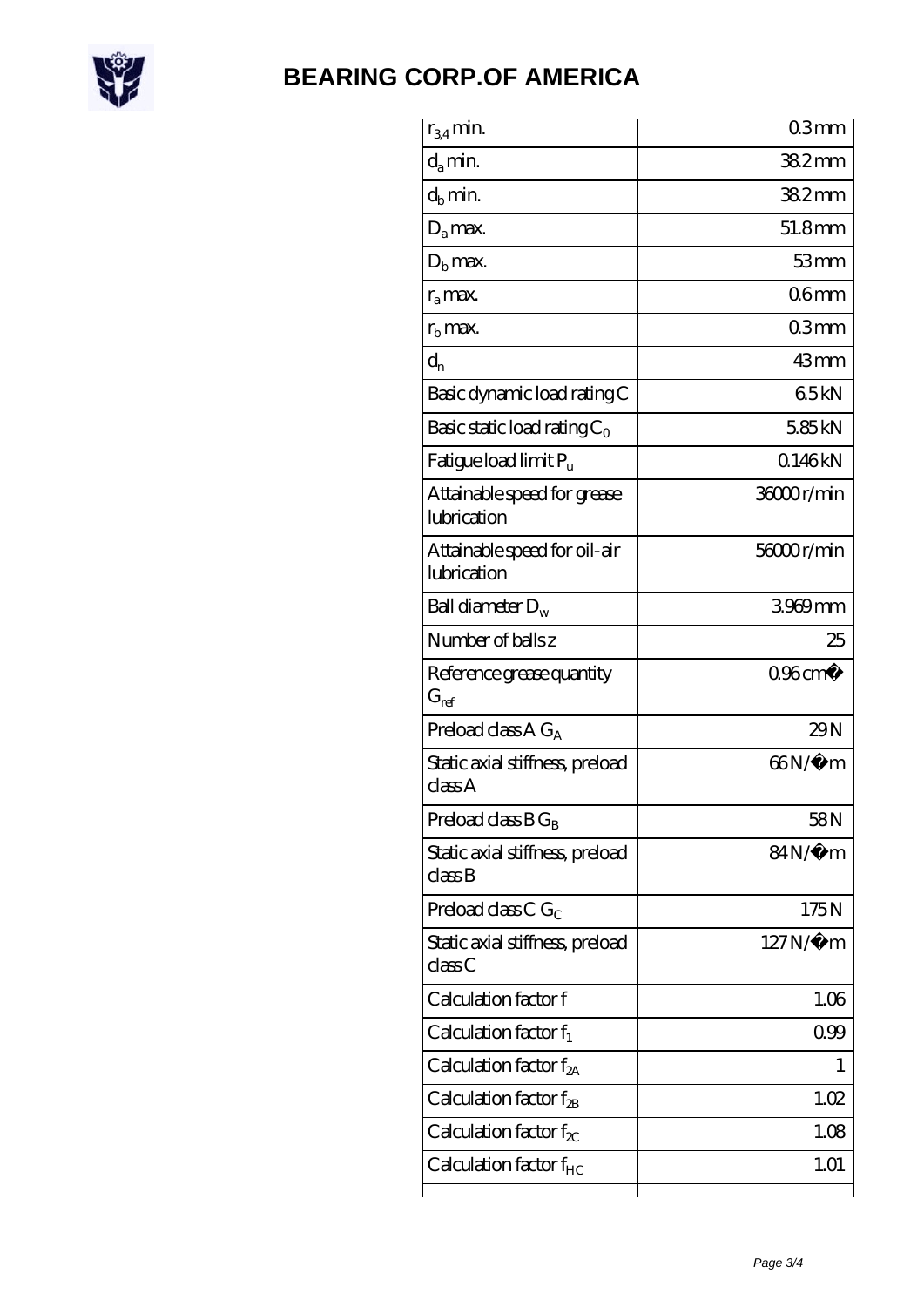# BEARING CORP.OF AMERICA

| | |
|---|---|
| $r_{3,4}$ min. | 0.3 mm |
| $d_a$ min. | 38.2 mm |
| $d_b$ min. | 38.2 mm |
| $D_a$ max. | 51.8 mm |
| $D_b$ max. | 53 mm |
| $r_a$ max. | 0.6 mm |
| $r_b$ max. | 0.3 mm |
| $d_n$ | 43 mm |
| Basic dynamic load rating C | 6.5 kN |
| Basic static load rating $C_0$ | 5.85 kN |
| Fatigue load limit $P_u$ | 0.146 kN |
| Attainable speed for grease lubrication | 36000 r/min |
| Attainable speed for oil-air lubrication | 56000 r/min |
| Ball diameter $D_w$ | 3.969 mm |
| Number of balls z | 25 |
| Reference grease quantity $G_{ref}$ | 0.96 cm³ |
| Preload class A $G_A$ | 29 N |
| Static axial stiffness, preload class A | 66 N/µm |
| Preload class B $G_B$ | 58 N |
| Static axial stiffness, preload class B | 84 N/µm |
| Preload class C $G_C$ | 175 N |
| Static axial stiffness, preload class C | 127 N/µm |
| Calculation factor f | 1.06 |
| Calculation factor $f_1$ | 0.99 |
| Calculation factor $f_{2A}$ | 1 |
| Calculation factor $f_{2B}$ | 1.02 |
| Calculation factor $f_{2C}$ | 1.08 |
| Calculation factor $f_{HC}$ | 1.01 |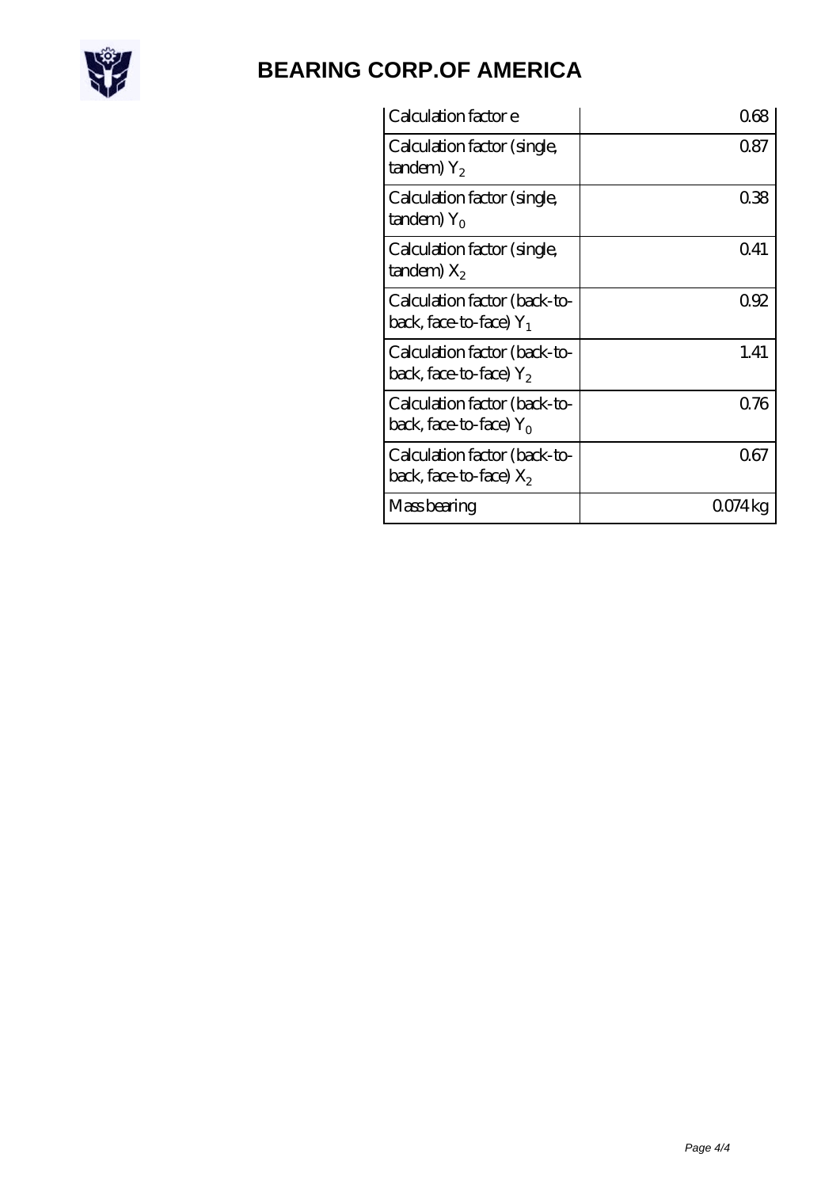| | |
|---|---|
| Calculation factor e | 0.68 |
| Calculation factor (single, tandem) $Y_2$ | 0.87 |
| Calculation factor (single, tandem) $Y_0$ | 0.38 |
| Calculation factor (single, tandem) $X_2$ | 0.41 |
| Calculation factor (back-to-back, face-to-face) $Y_1$ | 0.92 |
| Calculation factor (back-to-back, face-to-face) $Y_2$ | 1.41 |
| Calculation factor (back-to-back, face-to-face) $Y_0$ | 0.76 |
| Calculation factor (back-to-back, face-to-face) $X_2$ | 0.67 |
| Mass bearing | 0.074 kg |